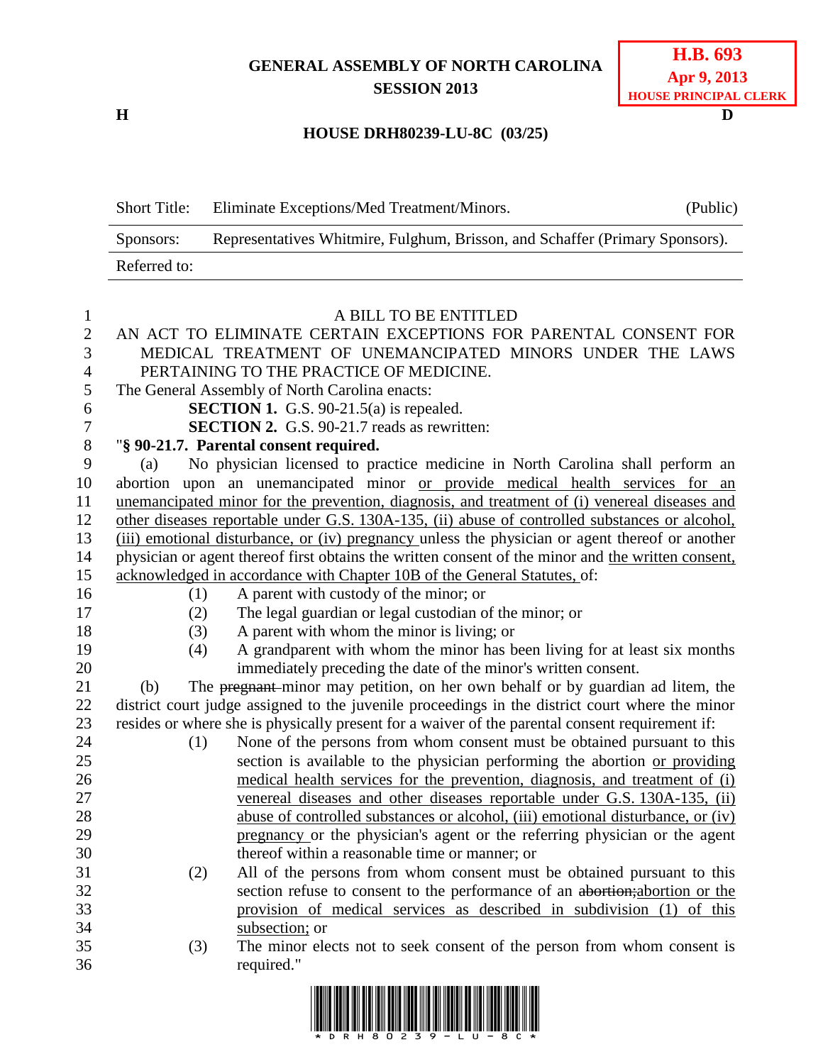GENERAL ASSEMBLY OF NORTH CAROLINA
SESSION 2013

**H.B. 693**
**Apr 9, 2013**
**HOUSE PRINCIPAL CLERK**

H D

**HOUSE DRH80239-LU-8C (03/25)**

| Short Title: | Eliminate Exceptions/Med Treatment/Minors. | (Public) |
|---|---|---|
| Sponsors: | Representatives Whitmire, Fulghum, Brisson, and Schaffer (Primary Sponsors). | |
| Referred to: | | |

A BILL TO BE ENTITLED

AN ACT TO ELIMINATE CERTAIN EXCEPTIONS FOR PARENTAL CONSENT FOR MEDICAL TREATMENT OF UNEMANCIPATED MINORS UNDER THE LAWS PERTAINING TO THE PRACTICE OF MEDICINE.

The General Assembly of North Carolina enacts:

**SECTION 1.** G.S. 90-21.5(a) is repealed.

**SECTION 2.** G.S. 90-21.7 reads as rewritten:

"**§ 90-21.7. Parental consent required.**

(a) No physician licensed to practice medicine in North Carolina shall perform an abortion upon an unemancipated minor <u>or provide medical health services for an unemancipated minor for the prevention, diagnosis, and treatment of (i) venereal diseases and other diseases reportable under G.S. 130A-135, (ii) abuse of controlled substances or alcohol, (iii) emotional disturbance, or (iv) pregnancy</u> unless the physician or agent thereof or another physician or agent thereof first obtains the written consent of the minor and <u>the written consent, acknowledged in accordance with Chapter 10B of the General Statutes,</u> of:

(1) A parent with custody of the minor; or
(2) The legal guardian or legal custodian of the minor; or
(3) A parent with whom the minor is living; or
(4) A grandparent with whom the minor has been living for at least six months immediately preceding the date of the minor's written consent.

(b) The ~~pregnant~~ minor may petition, on her own behalf or by guardian ad litem, the district court judge assigned to the juvenile proceedings in the district court where the minor resides or where she is physically present for a waiver of the parental consent requirement if:

(1) None of the persons from whom consent must be obtained pursuant to this section is available to the physician performing the abortion <u>or providing medical health services for the prevention, diagnosis, and treatment of (i) venereal diseases and other diseases reportable under G.S. 130A-135, (ii) abuse of controlled substances or alcohol, (iii) emotional disturbance, or (iv) pregnancy</u> or the physician's agent or the referring physician or the agent thereof within a reasonable time or manner; or
(2) All of the persons from whom consent must be obtained pursuant to this section refuse to consent to the performance of an ~~abortion;~~<u>abortion or the provision of medical services as described in subdivision (1) of this subsection;</u> or
(3) The minor elects not to seek consent of the person from whom consent is required."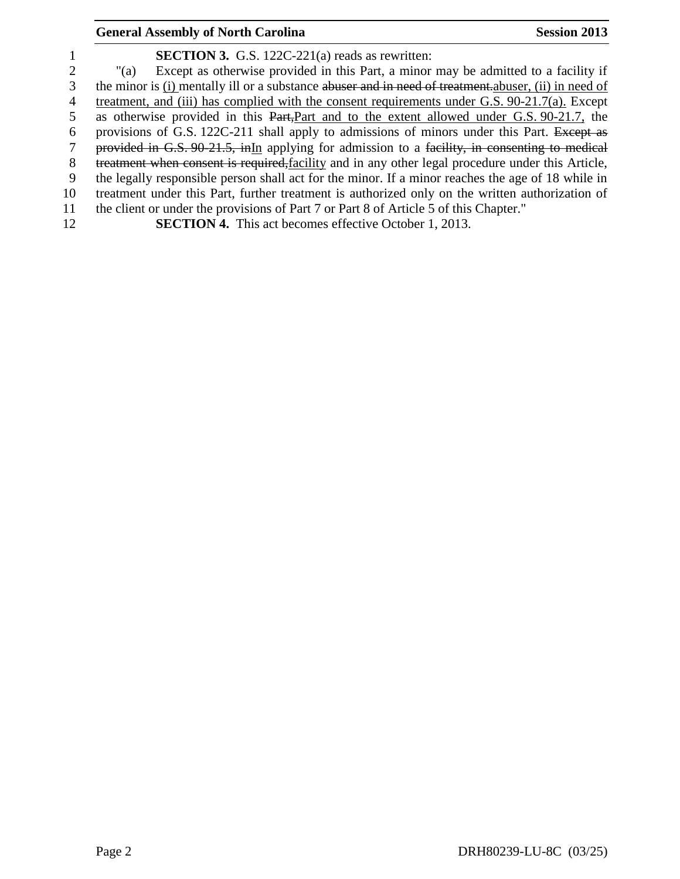**SECTION 3.** G.S. 122C-221(a) reads as rewritten:

"(a) Except as otherwise provided in this Part, a minor may be admitted to a facility if the minor is (i) mentally ill or a substance ~~abuser and in need of treatment.~~abuser, (ii) in need of treatment, and (iii) has complied with the consent requirements under G.S. 90-21.7(a). Except as otherwise provided in this ~~Part,~~Part and to the extent allowed under G.S. 90-21.7, the provisions of G.S. 122C-211 shall apply to admissions of minors under this Part. ~~Except as provided in G.S. 90-21.5, in~~In applying for admission to a ~~facility, in consenting to medical treatment when consent is required,~~facility and in any other legal procedure under this Article, the legally responsible person shall act for the minor. If a minor reaches the age of 18 while in treatment under this Part, further treatment is authorized only on the written authorization of the client or under the provisions of Part 7 or Part 8 of Article 5 of this Chapter."

**SECTION 4.** This act becomes effective October 1, 2013.